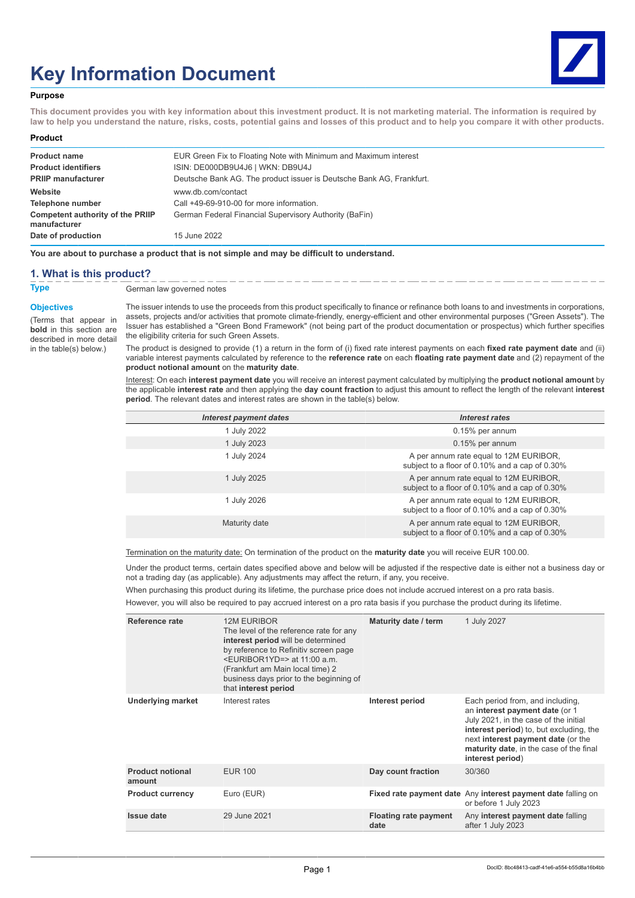# Key Information Document

**Purpose**

**This document provides you with key information about this investment product. It is not marketing material. The information is required by law to help you understand the nature, risks, costs, potential gains and losses of this product and to help you compare it with other products.**

**Product**

| | |
|---|---|
| **Product name** | EUR Green Fix to Floating Note with Minimum and Maximum interest |
| **Product identifiers** | ISIN: DE000DB9U4J6 \| WKN: DB9U4J |
| **PRIIP manufacturer** | Deutsche Bank AG. The product issuer is Deutsche Bank AG, Frankfurt. |
| **Website** | www.db.com/contact |
| **Telephone number** | Call +49-69-910-00 for more information. |
| **Competent authority of the PRIIP manufacturer** | German Federal Financial Supervisory Authority (BaFin) |
| **Date of production** | 15 June 2022 |

**You are about to purchase a product that is not simple and may be difficult to understand.**

## 1. What is this product?

**Type**

German law governed notes

**Objectives**

(Terms that appear in **bold** in this section are described in more detail in the table(s) below.)

The issuer intends to use the proceeds from this product specifically to finance or refinance both loans to and investments in corporations, assets, projects and/or activities that promote climate-friendly, energy-efficient and other environmental purposes ("Green Assets"). The Issuer has established a "Green Bond Framework" (not being part of the product documentation or prospectus) which further specifies the eligibility criteria for such Green Assets.

The product is designed to provide (1) a return in the form of (i) fixed rate interest payments on each **fixed rate payment date** and (ii) variable interest payments calculated by reference to the **reference rate** on each **floating rate payment date** and (2) repayment of the **product notional amount** on the **maturity date**.

Interest: On each **interest payment date** you will receive an interest payment calculated by multiplying the **product notional amount** by the applicable **interest rate** and then applying the **day count fraction** to adjust this amount to reflect the length of the relevant **interest period**. The relevant dates and interest rates are shown in the table(s) below.

| *Interest payment dates* | *Interest rates* |
|---|---|
| 1 July 2022 | 0.15% per annum |
| 1 July 2023 | 0.15% per annum |
| 1 July 2024 | A per annum rate equal to 12M EURIBOR, subject to a floor of 0.10% and a cap of 0.30% |
| 1 July 2025 | A per annum rate equal to 12M EURIBOR, subject to a floor of 0.10% and a cap of 0.30% |
| 1 July 2026 | A per annum rate equal to 12M EURIBOR, subject to a floor of 0.10% and a cap of 0.30% |
| Maturity date | A per annum rate equal to 12M EURIBOR, subject to a floor of 0.10% and a cap of 0.30% |

Termination on the maturity date: On termination of the product on the **maturity date** you will receive EUR 100.00.

Under the product terms, certain dates specified above and below will be adjusted if the respective date is either not a business day or not a trading day (as applicable). Any adjustments may affect the return, if any, you receive.

When purchasing this product during its lifetime, the purchase price does not include accrued interest on a pro rata basis.

However, you will also be required to pay accrued interest on a pro rata basis if you purchase the product during its lifetime.

| | | | |
|---|---|---|---|
| **Reference rate** | 12M EURIBOR<br>The level of the reference rate for any **interest period** will be determined by reference to Refinitiv screen page <EURIBOR1YD=> at 11:00 a.m. (Frankfurt am Main local time) 2 business days prior to the beginning of that **interest period** | **Maturity date / term** | 1 July 2027 |
| **Underlying market** | Interest rates | **Interest period** | Each period from, and including, an **interest payment date** (or 1 July 2021, in the case of the initial **interest period**) to, but excluding, the next **interest payment date** (or the **maturity date**, in the case of the final **interest period**) |
| **Product notional amount** | EUR 100 | **Day count fraction** | 30/360 |
| **Product currency** | Euro (EUR) | **Fixed rate payment date** | Any **interest payment date** falling on or before 1 July 2023 |
| **Issue date** | 29 June 2021 | **Floating rate payment date** | Any **interest payment date** falling after 1 July 2023 |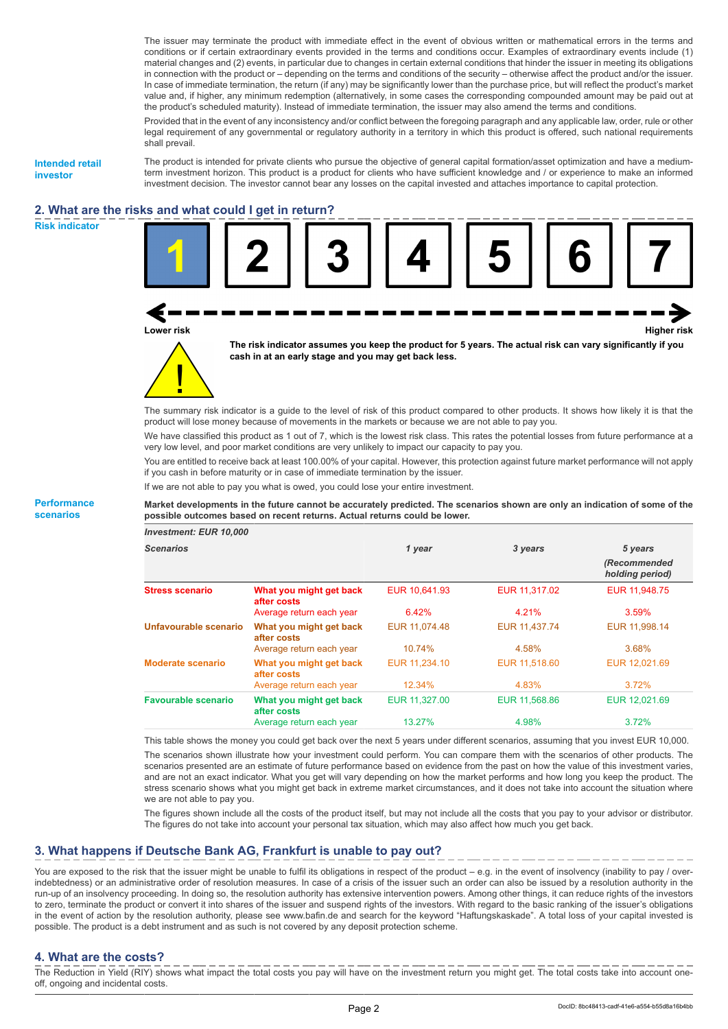The issuer may terminate the product with immediate effect in the event of obvious written or mathematical errors in the terms and conditions or if certain extraordinary events provided in the terms and conditions occur. Examples of extraordinary events include (1) material changes and (2) events, in particular due to changes in certain external conditions that hinder the issuer in meeting its obligations in connection with the product or – depending on the terms and conditions of the security – otherwise affect the product and/or the issuer. In case of immediate termination, the return (if any) may be significantly lower than the purchase price, but will reflect the product's market value and, if higher, any minimum redemption (alternatively, in some cases the corresponding compounded amount may be paid out at the product's scheduled maturity). Instead of immediate termination, the issuer may also amend the terms and conditions.

Provided that in the event of any inconsistency and/or conflict between the foregoing paragraph and any applicable law, order, rule or other legal requirement of any governmental or regulatory authority in a territory in which this product is offered, such national requirements shall prevail.

**Intended retail investor**

The product is intended for private clients who pursue the objective of general capital formation/asset optimization and have a medium-term investment horizon. This product is a product for clients who have sufficient knowledge and / or experience to make an informed investment decision. The investor cannot bear any losses on the capital invested and attaches importance to capital protection.

## 2. What are the risks and what could I get in return?

**Risk indicator**

| **1** | 2 | 3 | 4 | 5 | 6 | 7 |
|---|---|---|---|---|---|---|

Lower risk — Higher risk

**The risk indicator assumes you keep the product for 5 years. The actual risk can vary significantly if you cash in at an early stage and you may get back less.**

The summary risk indicator is a guide to the level of risk of this product compared to other products. It shows how likely it is that the product will lose money because of movements in the markets or because we are not able to pay you.

We have classified this product as 1 out of 7, which is the lowest risk class. This rates the potential losses from future performance at a very low level, and poor market conditions are very unlikely to impact our capacity to pay you.

You are entitled to receive back at least 100.00% of your capital. However, this protection against future market performance will not apply if you cash in before maturity or in case of immediate termination by the issuer.

If we are not able to pay you what is owed, you could lose your entire investment.

**Performance scenarios**

**Market developments in the future cannot be accurately predicted. The scenarios shown are only an indication of some of the possible outcomes based on recent returns. Actual returns could be lower.**

*Investment: EUR 10,000*

| *Scenarios* | | *1 year* | *3 years* | *5 years (Recommended holding period)* |
|---|---|---|---|---|
| **Stress scenario** | **What you might get back after costs** | EUR 10,641.93 | EUR 11,317.02 | EUR 11,948.75 |
| | Average return each year | 6.42% | 4.21% | 3.59% |
| **Unfavourable scenario** | **What you might get back after costs** | EUR 11,074.48 | EUR 11,437.74 | EUR 11,998.14 |
| | Average return each year | 10.74% | 4.58% | 3.68% |
| **Moderate scenario** | **What you might get back after costs** | EUR 11,234.10 | EUR 11,518.60 | EUR 12,021.69 |
| | Average return each year | 12.34% | 4.83% | 3.72% |
| **Favourable scenario** | **What you might get back after costs** | EUR 11,327.00 | EUR 11,568.86 | EUR 12,021.69 |
| | Average return each year | 13.27% | 4.98% | 3.72% |

This table shows the money you could get back over the next 5 years under different scenarios, assuming that you invest EUR 10,000.

The scenarios shown illustrate how your investment could perform. You can compare them with the scenarios of other products. The scenarios presented are an estimate of future performance based on evidence from the past on how the value of this investment varies, and are not an exact indicator. What you get will vary depending on how the market performs and how long you keep the product. The stress scenario shows what you might get back in extreme market circumstances, and it does not take into account the situation where we are not able to pay you.

The figures shown include all the costs of the product itself, but may not include all the costs that you pay to your advisor or distributor. The figures do not take into account your personal tax situation, which may also affect how much you get back.

## 3. What happens if Deutsche Bank AG, Frankfurt is unable to pay out?

You are exposed to the risk that the issuer might be unable to fulfil its obligations in respect of the product – e.g. in the event of insolvency (inability to pay / over-indebtedness) or an administrative order of resolution measures. In case of a crisis of the issuer such an order can also be issued by a resolution authority in the run-up of an insolvency proceeding. In doing so, the resolution authority has extensive intervention powers. Among other things, it can reduce rights of the investors to zero, terminate the product or convert it into shares of the issuer and suspend rights of the investors. With regard to the basic ranking of the issuer's obligations in the event of action by the resolution authority, please see www.bafin.de and search for the keyword "Haftungskaskade". A total loss of your capital invested is possible. The product is a debt instrument and as such is not covered by any deposit protection scheme.

## 4. What are the costs?

The Reduction in Yield (RIY) shows what impact the total costs you pay will have on the investment return you might get. The total costs take into account one-off, ongoing and incidental costs.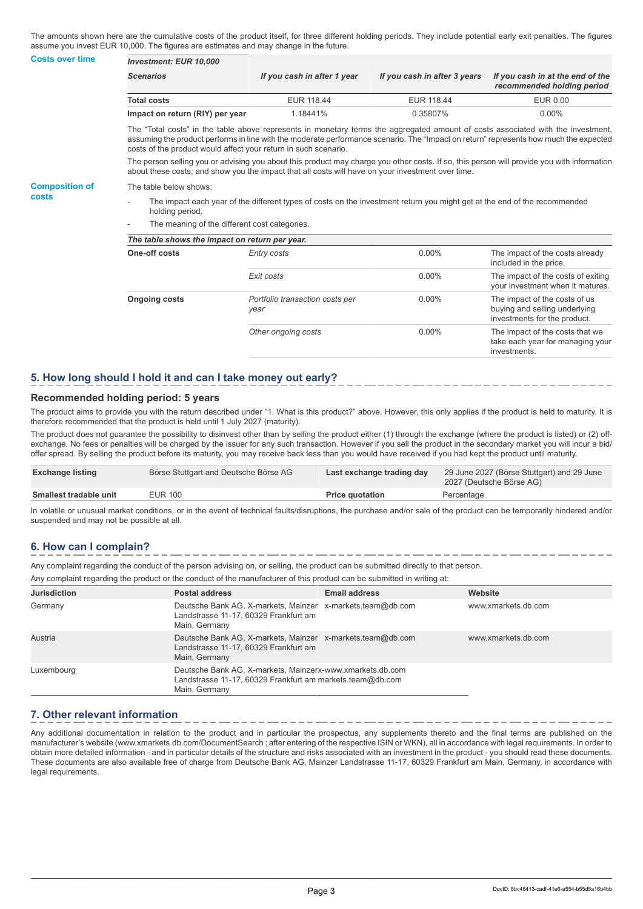The amounts shown here are the cumulative costs of the product itself, for three different holding periods. They include potential early exit penalties. The figures assume you invest EUR 10,000. The figures are estimates and may change in the future.

**Costs over time**

| *Investment: EUR 10,000* | | | |
|---|---|---|---|
| ***Scenarios*** | ***If you cash in after 1 year*** | ***If you cash in after 3 years*** | ***If you cash in at the end of the recommended holding period*** |
| **Total costs** | EUR 118.44 | EUR 118.44 | EUR 0.00 |
| **Impact on return (RIY) per year** | 1.18441% | 0.35807% | 0.00% |

The "Total costs" in the table above represents in monetary terms the aggregated amount of costs associated with the investment, assuming the product performs in line with the moderate performance scenario. The "Impact on return" represents how much the expected costs of the product would affect your return in such scenario.

The person selling you or advising you about this product may charge you other costs. If so, this person will provide you with information about these costs, and show you the impact that all costs will have on your investment over time.

**Composition of costs**

The table below shows:

- The impact each year of the different types of costs on the investment return you might get at the end of the recommended holding period.
- The meaning of the different cost categories.

| *The table shows the impact on return per year.* | | | |
|---|---|---|---|
| **One-off costs** | *Entry costs* | 0.00% | The impact of the costs already included in the price. |
| | *Exit costs* | 0.00% | The impact of the costs of exiting your investment when it matures. |
| **Ongoing costs** | *Portfolio transaction costs per year* | 0.00% | The impact of the costs of us buying and selling underlying investments for the product. |
| | *Other ongoing costs* | 0.00% | The impact of the costs that we take each year for managing your investments. |

## 5. How long should I hold it and can I take money out early?

### Recommended holding period: 5 years

The product aims to provide you with the return described under "1. What is this product?" above. However, this only applies if the product is held to maturity. It is therefore recommended that the product is held until 1 July 2027 (maturity).

The product does not guarantee the possibility to disinvest other than by selling the product either (1) through the exchange (where the product is listed) or (2) off-exchange. No fees or penalties will be charged by the issuer for any such transaction. However if you sell the product in the secondary market you will incur a bid/offer spread. By selling the product before its maturity, you may receive back less than you would have received if you had kept the product until maturity.

| | | | |
|---|---|---|---|
| **Exchange listing** | Börse Stuttgart and Deutsche Börse AG | **Last exchange trading day** | 29 June 2027 (Börse Stuttgart) and 29 June 2027 (Deutsche Börse AG) |
| **Smallest tradable unit** | EUR 100 | **Price quotation** | Percentage |

In volatile or unusual market conditions, or in the event of technical faults/disruptions, the purchase and/or sale of the product can be temporarily hindered and/or suspended and may not be possible at all.

## 6. How can I complain?

Any complaint regarding the conduct of the person advising on, or selling, the product can be submitted directly to that person.

Any complaint regarding the product or the conduct of the manufacturer of this product can be submitted in writing at:

| Jurisdiction | Postal address | Email address | Website |
|---|---|---|---|
| Germany | Deutsche Bank AG, X-markets, Mainzer Landstrasse 11-17, 60329 Frankfurt am Main, Germany | x-markets.team@db.com | www.xmarkets.db.com |
| Austria | Deutsche Bank AG, X-markets, Mainzer Landstrasse 11-17, 60329 Frankfurt am Main, Germany | x-markets.team@db.com | www.xmarkets.db.com |
| Luxembourg | Deutsche Bank AG, X-markets, Mainzerx-www.xmarkets.db.com Landstrasse 11-17, 60329 Frankfurt am markets.team@db.com Main, Germany | | |

## 7. Other relevant information

Any additional documentation in relation to the product and in particular the prospectus, any supplements thereto and the final terms are published on the manufacturer's website (www.xmarkets.db.com/DocumentSearch ; after entering of the respective ISIN or WKN), all in accordance with legal requirements. In order to obtain more detailed information - and in particular details of the structure and risks associated with an investment in the product - you should read these documents. These documents are also available free of charge from Deutsche Bank AG, Mainzer Landstrasse 11-17, 60329 Frankfurt am Main, Germany, in accordance with legal requirements.